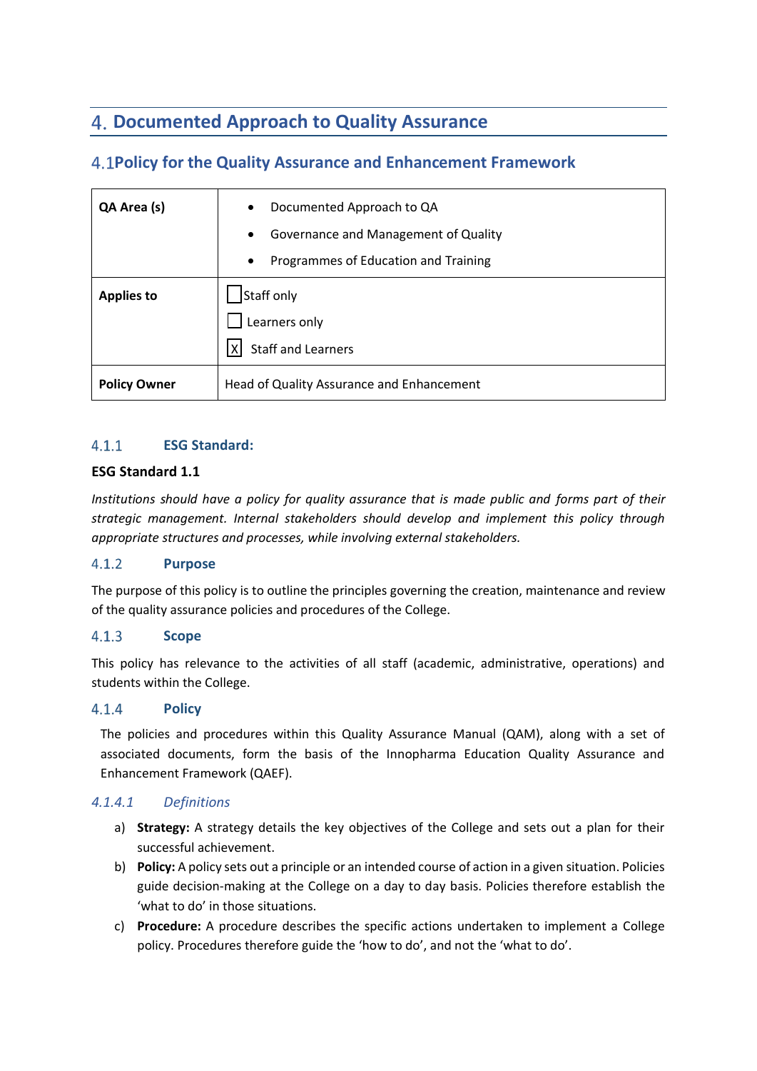# 4. Documented Approach to Quality Assurance

## 4.1 Policy for the Quality Assurance and Enhancement Framework

| **QA Area (s)** | • Documented Approach to QA<br>• Governance and Management of Quality<br>• Programmes of Education and Training |
|---|---|
| **Applies to** | ☐ Staff only<br>☐ Learners only<br>☒ Staff and Learners |
| **Policy Owner** | Head of Quality Assurance and Enhancement |

### 4.1.1 ESG Standard:

**ESG Standard 1.1**

*Institutions should have a policy for quality assurance that is made public and forms part of their strategic management. Internal stakeholders should develop and implement this policy through appropriate structures and processes, while involving external stakeholders.*

### 4.1.2 Purpose

The purpose of this policy is to outline the principles governing the creation, maintenance and review of the quality assurance policies and procedures of the College.

### 4.1.3 Scope

This policy has relevance to the activities of all staff (academic, administrative, operations) and students within the College.

### 4.1.4 Policy

The policies and procedures within this Quality Assurance Manual (QAM), along with a set of associated documents, form the basis of the Innopharma Education Quality Assurance and Enhancement Framework (QAEF).

#### *4.1.4.1 Definitions*

a) **Strategy:** A strategy details the key objectives of the College and sets out a plan for their successful achievement.

b) **Policy:** A policy sets out a principle or an intended course of action in a given situation. Policies guide decision-making at the College on a day to day basis. Policies therefore establish the 'what to do' in those situations.

c) **Procedure:** A procedure describes the specific actions undertaken to implement a College policy. Procedures therefore guide the 'how to do', and not the 'what to do'.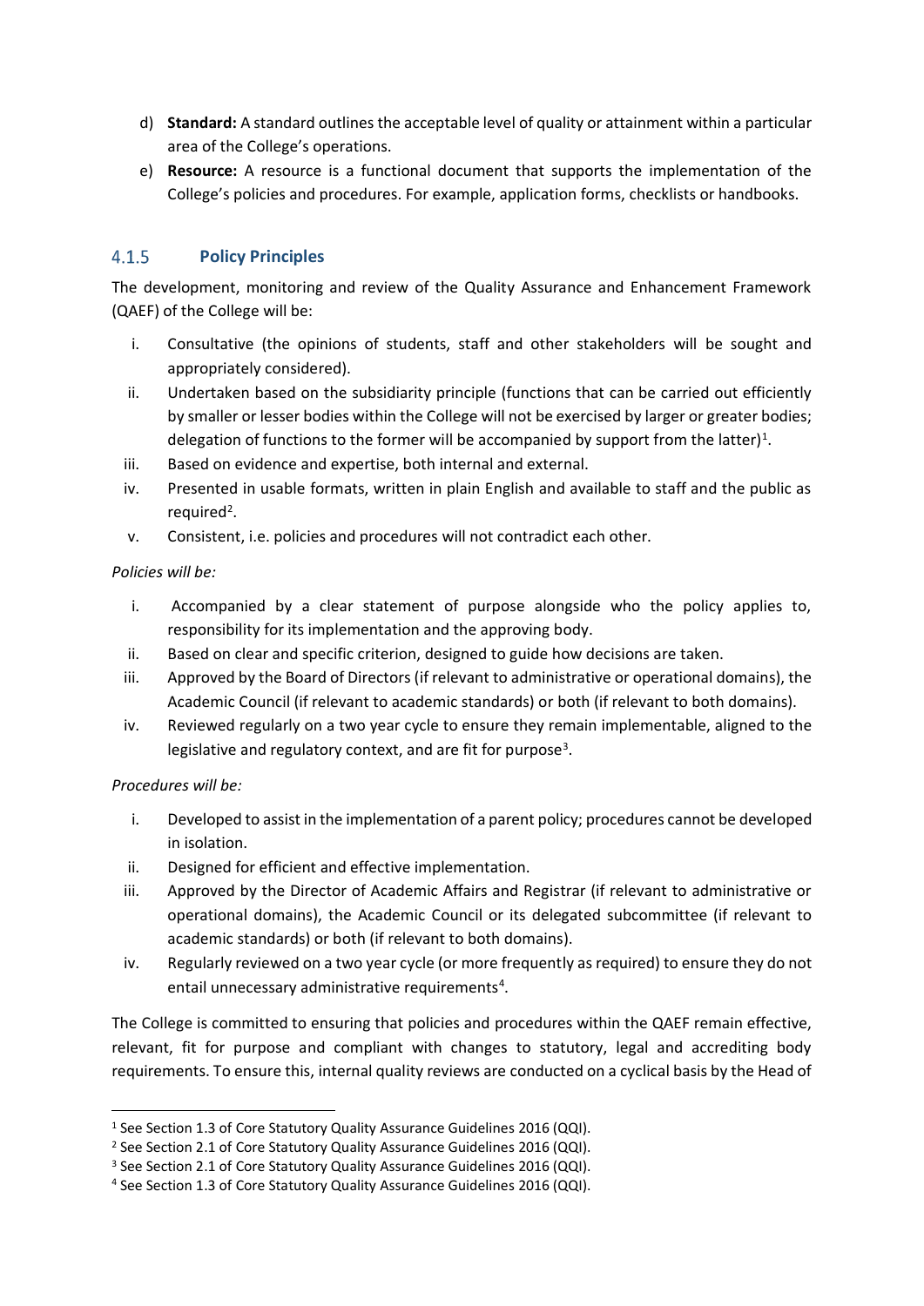d) **Standard:** A standard outlines the acceptable level of quality or attainment within a particular area of the College's operations.

e) **Resource:** A resource is a functional document that supports the implementation of the College's policies and procedures. For example, application forms, checklists or handbooks.

### 4.1.5 Policy Principles

The development, monitoring and review of the Quality Assurance and Enhancement Framework (QAEF) of the College will be:

i. Consultative (the opinions of students, staff and other stakeholders will be sought and appropriately considered).

ii. Undertaken based on the subsidiarity principle (functions that can be carried out efficiently by smaller or lesser bodies within the College will not be exercised by larger or greater bodies; delegation of functions to the former will be accompanied by support from the latter)[1].

iii. Based on evidence and expertise, both internal and external.

iv. Presented in usable formats, written in plain English and available to staff and the public as required[2].

v. Consistent, i.e. policies and procedures will not contradict each other.

*Policies will be:*

i. Accompanied by a clear statement of purpose alongside who the policy applies to, responsibility for its implementation and the approving body.

ii. Based on clear and specific criterion, designed to guide how decisions are taken.

iii. Approved by the Board of Directors (if relevant to administrative or operational domains), the Academic Council (if relevant to academic standards) or both (if relevant to both domains).

iv. Reviewed regularly on a two year cycle to ensure they remain implementable, aligned to the legislative and regulatory context, and are fit for purpose[3].

*Procedures will be:*

i. Developed to assist in the implementation of a parent policy; procedures cannot be developed in isolation.

ii. Designed for efficient and effective implementation.

iii. Approved by the Director of Academic Affairs and Registrar (if relevant to administrative or operational domains), the Academic Council or its delegated subcommittee (if relevant to academic standards) or both (if relevant to both domains).

iv. Regularly reviewed on a two year cycle (or more frequently as required) to ensure they do not entail unnecessary administrative requirements[4].

The College is committed to ensuring that policies and procedures within the QAEF remain effective, relevant, fit for purpose and compliant with changes to statutory, legal and accrediting body requirements. To ensure this, internal quality reviews are conducted on a cyclical basis by the Head of

---

[1] See Section 1.3 of Core Statutory Quality Assurance Guidelines 2016 (QQI).

[2] See Section 2.1 of Core Statutory Quality Assurance Guidelines 2016 (QQI).

[3] See Section 2.1 of Core Statutory Quality Assurance Guidelines 2016 (QQI).

[4] See Section 1.3 of Core Statutory Quality Assurance Guidelines 2016 (QQI).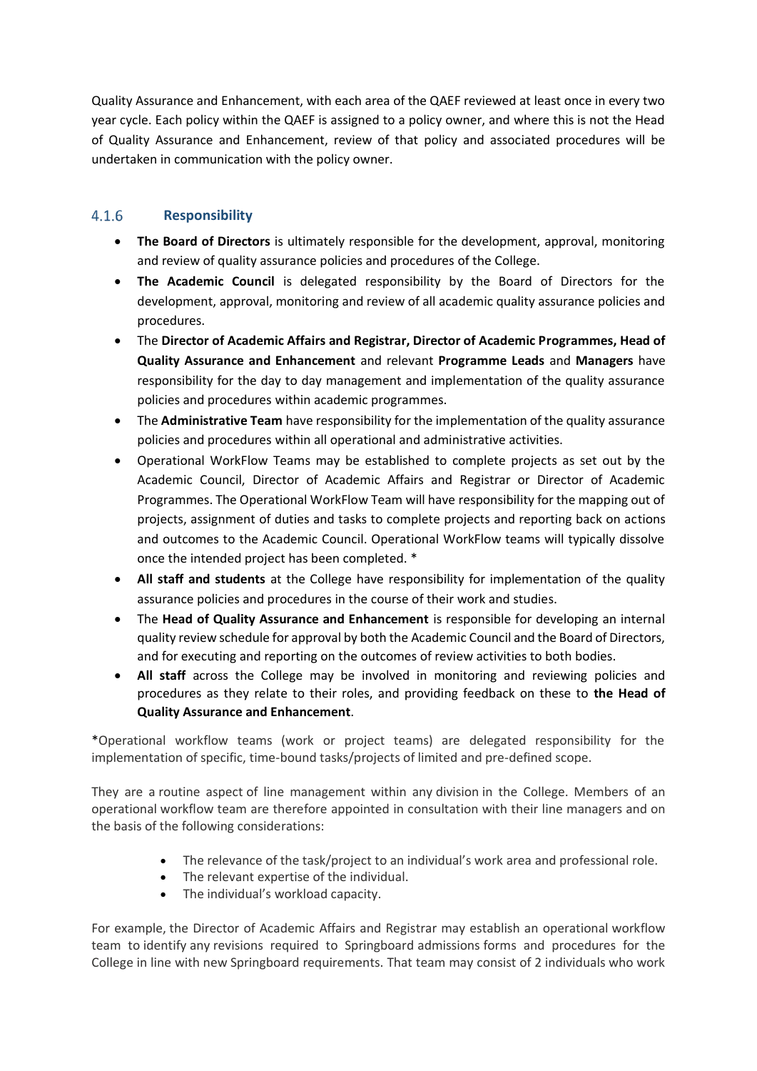Quality Assurance and Enhancement, with each area of the QAEF reviewed at least once in every two year cycle. Each policy within the QAEF is assigned to a policy owner, and where this is not the Head of Quality Assurance and Enhancement, review of that policy and associated procedures will be undertaken in communication with the policy owner.

### 4.1.6 Responsibility

- **The Board of Directors** is ultimately responsible for the development, approval, monitoring and review of quality assurance policies and procedures of the College.
- **The Academic Council** is delegated responsibility by the Board of Directors for the development, approval, monitoring and review of all academic quality assurance policies and procedures.
- The **Director of Academic Affairs and Registrar, Director of Academic Programmes, Head of Quality Assurance and Enhancement** and relevant **Programme Leads** and **Managers** have responsibility for the day to day management and implementation of the quality assurance policies and procedures within academic programmes.
- The **Administrative Team** have responsibility for the implementation of the quality assurance policies and procedures within all operational and administrative activities.
- Operational WorkFlow Teams may be established to complete projects as set out by the Academic Council, Director of Academic Affairs and Registrar or Director of Academic Programmes. The Operational WorkFlow Team will have responsibility for the mapping out of projects, assignment of duties and tasks to complete projects and reporting back on actions and outcomes to the Academic Council. Operational WorkFlow teams will typically dissolve once the intended project has been completed. *
- **All staff and students** at the College have responsibility for implementation of the quality assurance policies and procedures in the course of their work and studies.
- The **Head of Quality Assurance and Enhancement** is responsible for developing an internal quality review schedule for approval by both the Academic Council and the Board of Directors, and for executing and reporting on the outcomes of review activities to both bodies.
- **All staff** across the College may be involved in monitoring and reviewing policies and procedures as they relate to their roles, and providing feedback on these to **the Head of Quality Assurance and Enhancement**.

*Operational workflow teams (work or project teams) are delegated responsibility for the implementation of specific, time-bound tasks/projects of limited and pre-defined scope.

They are a routine aspect of line management within any division in the College. Members of an operational workflow team are therefore appointed in consultation with their line managers and on the basis of the following considerations:

- The relevance of the task/project to an individual's work area and professional role.
- The relevant expertise of the individual.
- The individual's workload capacity.

For example, the Director of Academic Affairs and Registrar may establish an operational workflow team to identify any revisions required to Springboard admissions forms and procedures for the College in line with new Springboard requirements. That team may consist of 2 individuals who work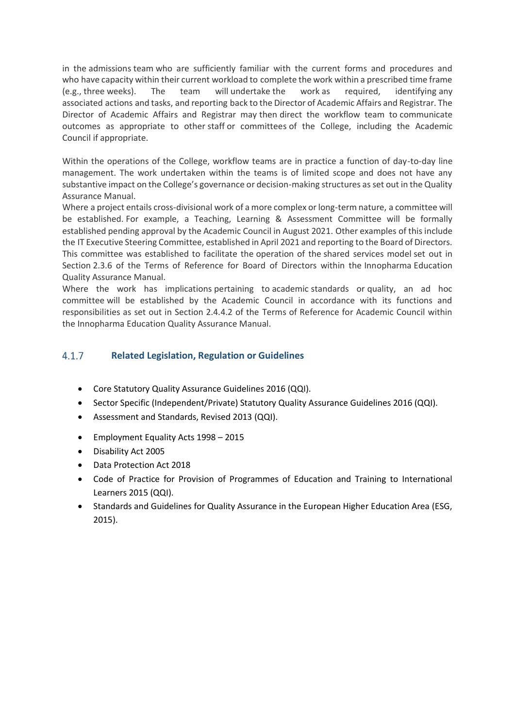in the admissions team who are sufficiently familiar with the current forms and procedures and who have capacity within their current workload to complete the work within a prescribed time frame (e.g., three weeks). The team will undertake the work as required, identifying any associated actions and tasks, and reporting back to the Director of Academic Affairs and Registrar. The Director of Academic Affairs and Registrar may then direct the workflow team to communicate outcomes as appropriate to other staff or committees of the College, including the Academic Council if appropriate.

Within the operations of the College, workflow teams are in practice a function of day-to-day line management. The work undertaken within the teams is of limited scope and does not have any substantive impact on the College's governance or decision-making structures as set out in the Quality Assurance Manual.

Where a project entails cross-divisional work of a more complex or long-term nature, a committee will be established. For example, a Teaching, Learning & Assessment Committee will be formally established pending approval by the Academic Council in August 2021. Other examples of this include the IT Executive Steering Committee, established in April 2021 and reporting to the Board of Directors. This committee was established to facilitate the operation of the shared services model set out in Section 2.3.6 of the Terms of Reference for Board of Directors within the Innopharma Education Quality Assurance Manual.

Where the work has implications pertaining to academic standards or quality, an ad hoc committee will be established by the Academic Council in accordance with its functions and responsibilities as set out in Section 2.4.4.2 of the Terms of Reference for Academic Council within the Innopharma Education Quality Assurance Manual.

### 4.1.7 **Related Legislation, Regulation or Guidelines**

- Core Statutory Quality Assurance Guidelines 2016 (QQI).
- Sector Specific (Independent/Private) Statutory Quality Assurance Guidelines 2016 (QQI).
- Assessment and Standards, Revised 2013 (QQI).
- Employment Equality Acts 1998 – 2015
- Disability Act 2005
- Data Protection Act 2018
- Code of Practice for Provision of Programmes of Education and Training to International Learners 2015 (QQI).
- Standards and Guidelines for Quality Assurance in the European Higher Education Area (ESG, 2015).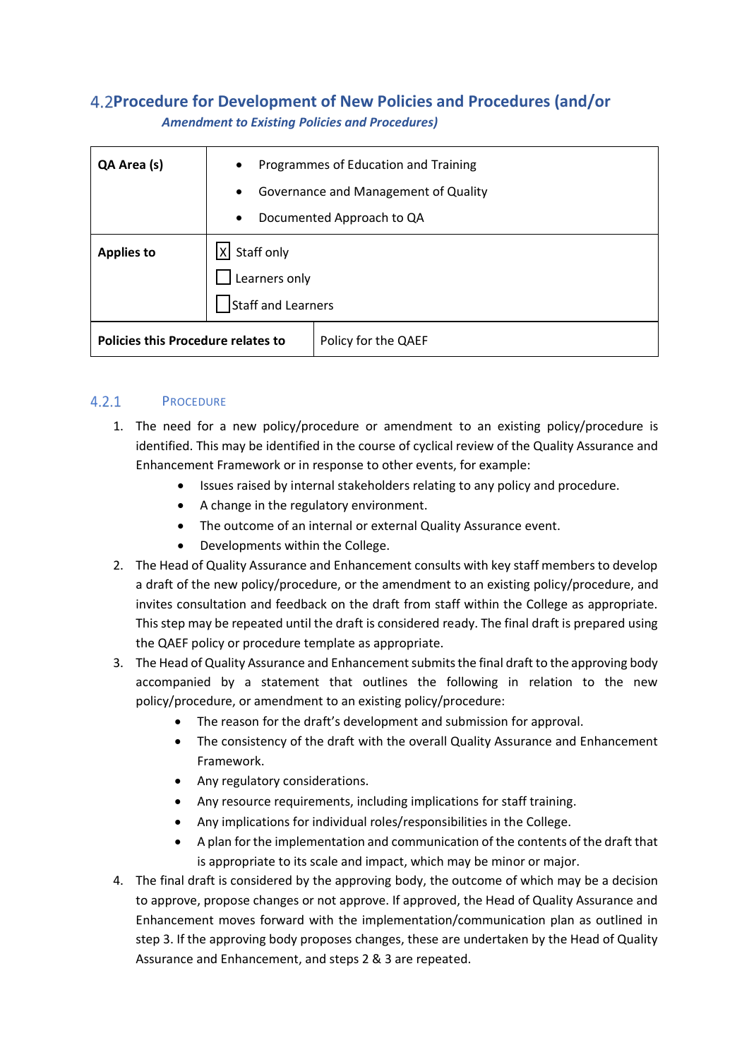## 4.2 Procedure for Development of New Policies and Procedures (and/or *Amendment to Existing Policies and Procedures)*

| **QA Area (s)** | • Programmes of Education and Training<br>• Governance and Management of Quality<br>• Documented Approach to QA |
|---|---|
| **Applies to** | [X] Staff only<br>[ ] Learners only<br>[ ] Staff and Learners |
| **Policies this Procedure relates to** | Policy for the QAEF |

### 4.2.1 Procedure

1. The need for a new policy/procedure or amendment to an existing policy/procedure is identified. This may be identified in the course of cyclical review of the Quality Assurance and Enhancement Framework or in response to other events, for example:
    - Issues raised by internal stakeholders relating to any policy and procedure.
    - A change in the regulatory environment.
    - The outcome of an internal or external Quality Assurance event.
    - Developments within the College.
2. The Head of Quality Assurance and Enhancement consults with key staff members to develop a draft of the new policy/procedure, or the amendment to an existing policy/procedure, and invites consultation and feedback on the draft from staff within the College as appropriate. This step may be repeated until the draft is considered ready. The final draft is prepared using the QAEF policy or procedure template as appropriate.
3. The Head of Quality Assurance and Enhancement submits the final draft to the approving body accompanied by a statement that outlines the following in relation to the new policy/procedure, or amendment to an existing policy/procedure:
    - The reason for the draft's development and submission for approval.
    - The consistency of the draft with the overall Quality Assurance and Enhancement Framework.
    - Any regulatory considerations.
    - Any resource requirements, including implications for staff training.
    - Any implications for individual roles/responsibilities in the College.
    - A plan for the implementation and communication of the contents of the draft that is appropriate to its scale and impact, which may be minor or major.
4. The final draft is considered by the approving body, the outcome of which may be a decision to approve, propose changes or not approve. If approved, the Head of Quality Assurance and Enhancement moves forward with the implementation/communication plan as outlined in step 3. If the approving body proposes changes, these are undertaken by the Head of Quality Assurance and Enhancement, and steps 2 & 3 are repeated.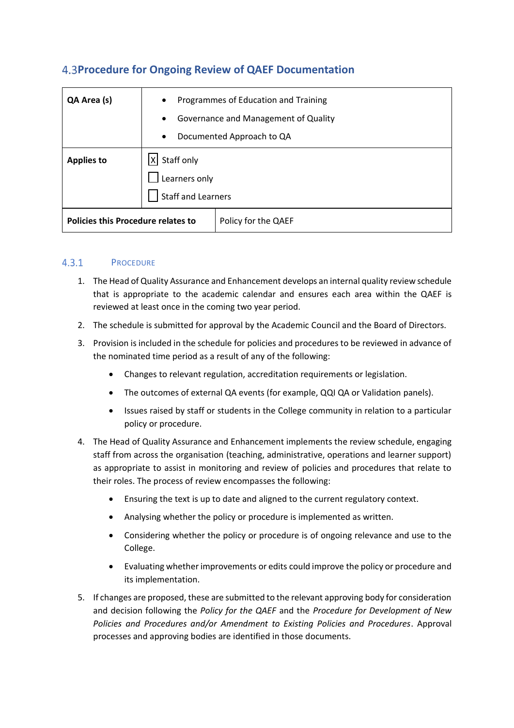## 4.3 Procedure for Ongoing Review of QAEF Documentation

| | |
|---|---|
| **QA Area (s)** | • Programmes of Education and Training<br>• Governance and Management of Quality<br>• Documented Approach to QA |
| **Applies to** | ☒ Staff only<br>☐ Learners only<br>☐ Staff and Learners |
| **Policies this Procedure relates to** | Policy for the QAEF |

### 4.3.1 Procedure

1. The Head of Quality Assurance and Enhancement develops an internal quality review schedule that is appropriate to the academic calendar and ensures each area within the QAEF is reviewed at least once in the coming two year period.
2. The schedule is submitted for approval by the Academic Council and the Board of Directors.
3. Provision is included in the schedule for policies and procedures to be reviewed in advance of the nominated time period as a result of any of the following:
   - Changes to relevant regulation, accreditation requirements or legislation.
   - The outcomes of external QA events (for example, QQI QA or Validation panels).
   - Issues raised by staff or students in the College community in relation to a particular policy or procedure.
4. The Head of Quality Assurance and Enhancement implements the review schedule, engaging staff from across the organisation (teaching, administrative, operations and learner support) as appropriate to assist in monitoring and review of policies and procedures that relate to their roles. The process of review encompasses the following:
   - Ensuring the text is up to date and aligned to the current regulatory context.
   - Analysing whether the policy or procedure is implemented as written.
   - Considering whether the policy or procedure is of ongoing relevance and use to the College.
   - Evaluating whether improvements or edits could improve the policy or procedure and its implementation.
5. If changes are proposed, these are submitted to the relevant approving body for consideration and decision following the *Policy for the QAEF* and the *Procedure for Development of New Policies and Procedures and/or Amendment to Existing Policies and Procedures*. Approval processes and approving bodies are identified in those documents.